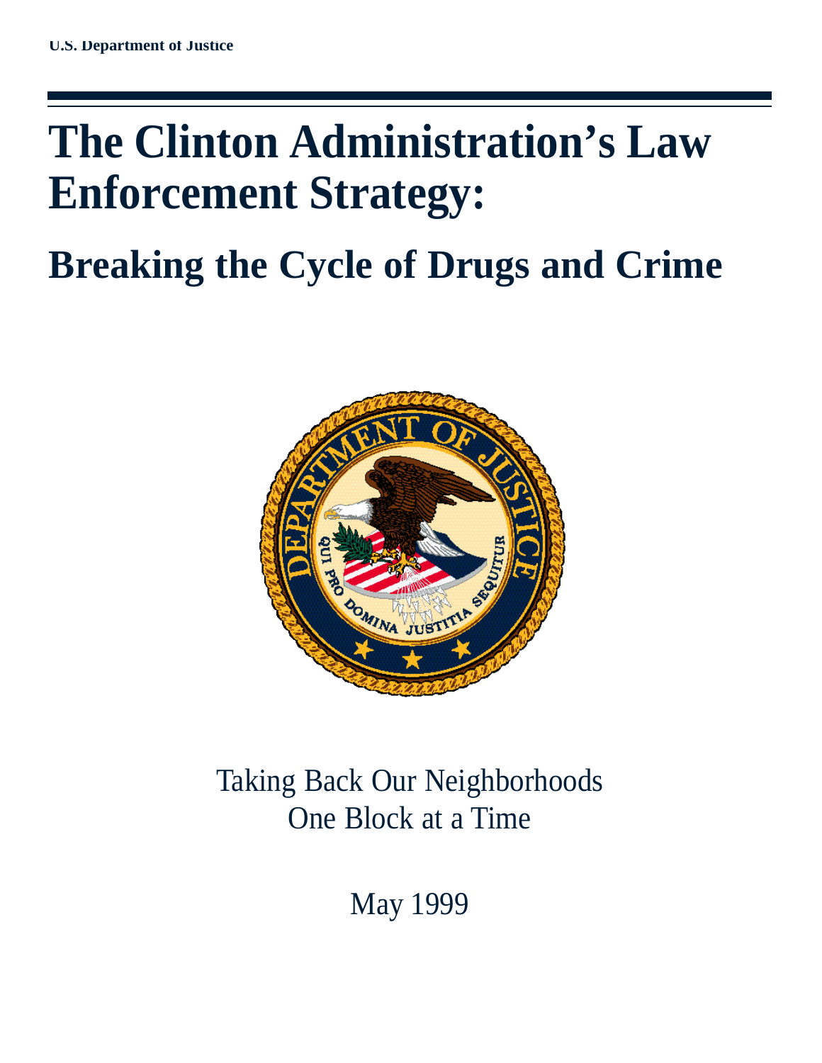U.S. Department of Justice

# The Clinton Administration's Law Enforcement Strategy:

## Breaking the Cycle of Drugs and Crime

Taking Back Our Neighborhoods
One Block at a Time

May 1999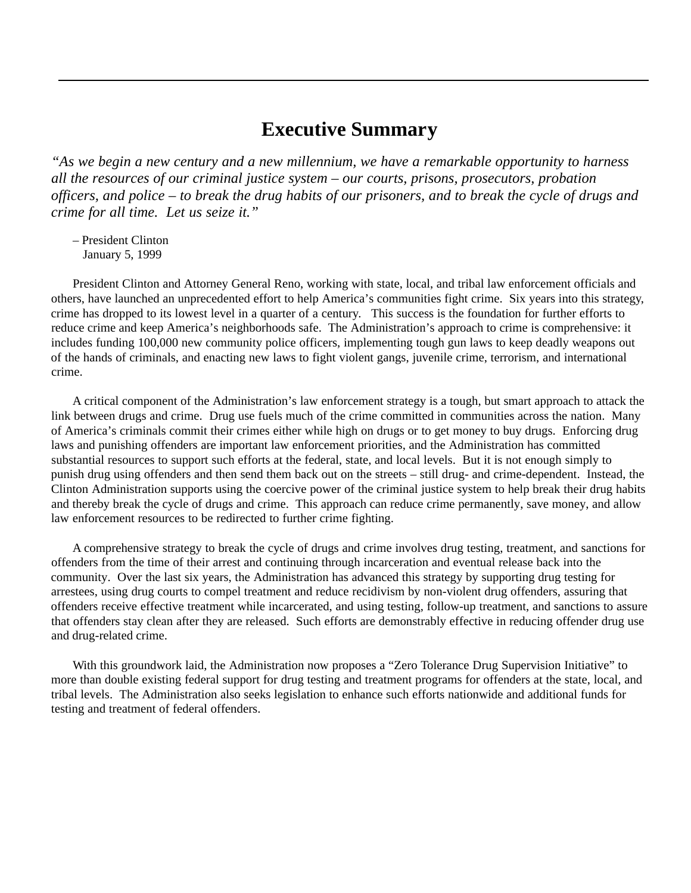# Executive Summary

*"As we begin a new century and a new millennium, we have a remarkable opportunity to harness all the resources of our criminal justice system – our courts, prisons, prosecutors, probation officers, and police – to break the drug habits of our prisoners, and to break the cycle of drugs and crime for all time. Let us seize it."*

– President Clinton
January 5, 1999

President Clinton and Attorney General Reno, working with state, local, and tribal law enforcement officials and others, have launched an unprecedented effort to help America's communities fight crime. Six years into this strategy, crime has dropped to its lowest level in a quarter of a century. This success is the foundation for further efforts to reduce crime and keep America's neighborhoods safe. The Administration's approach to crime is comprehensive: it includes funding 100,000 new community police officers, implementing tough gun laws to keep deadly weapons out of the hands of criminals, and enacting new laws to fight violent gangs, juvenile crime, terrorism, and international crime.

A critical component of the Administration's law enforcement strategy is a tough, but smart approach to attack the link between drugs and crime. Drug use fuels much of the crime committed in communities across the nation. Many of America's criminals commit their crimes either while high on drugs or to get money to buy drugs. Enforcing drug laws and punishing offenders are important law enforcement priorities, and the Administration has committed substantial resources to support such efforts at the federal, state, and local levels. But it is not enough simply to punish drug using offenders and then send them back out on the streets – still drug- and crime-dependent. Instead, the Clinton Administration supports using the coercive power of the criminal justice system to help break their drug habits and thereby break the cycle of drugs and crime. This approach can reduce crime permanently, save money, and allow law enforcement resources to be redirected to further crime fighting.

A comprehensive strategy to break the cycle of drugs and crime involves drug testing, treatment, and sanctions for offenders from the time of their arrest and continuing through incarceration and eventual release back into the community. Over the last six years, the Administration has advanced this strategy by supporting drug testing for arrestees, using drug courts to compel treatment and reduce recidivism by non-violent drug offenders, assuring that offenders receive effective treatment while incarcerated, and using testing, follow-up treatment, and sanctions to assure that offenders stay clean after they are released. Such efforts are demonstrably effective in reducing offender drug use and drug-related crime.

With this groundwork laid, the Administration now proposes a "Zero Tolerance Drug Supervision Initiative" to more than double existing federal support for drug testing and treatment programs for offenders at the state, local, and tribal levels. The Administration also seeks legislation to enhance such efforts nationwide and additional funds for testing and treatment of federal offenders.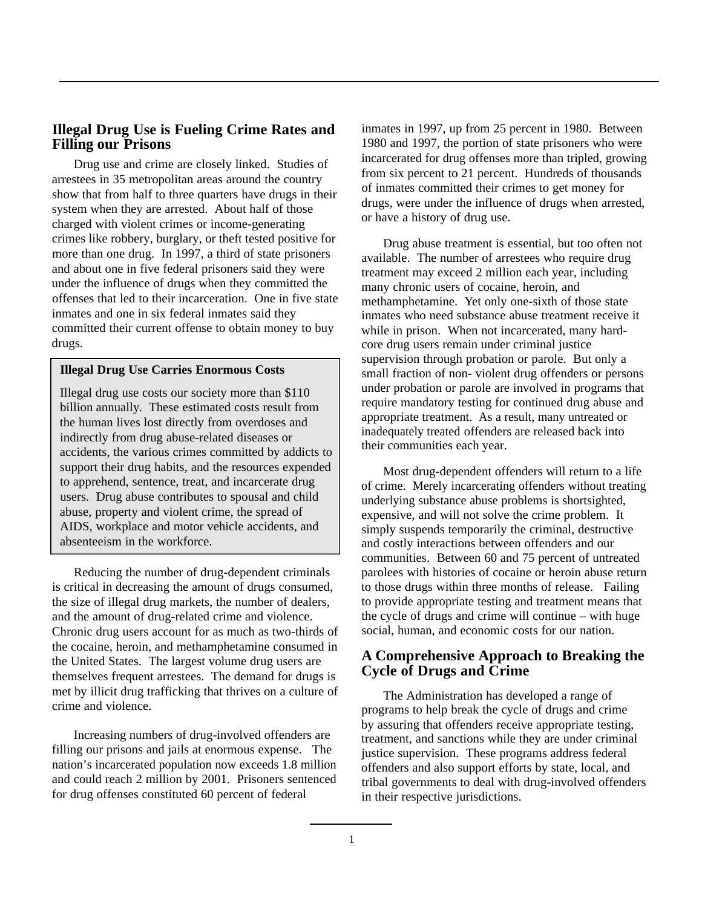## Illegal Drug Use is Fueling Crime Rates and Filling our Prisons

Drug use and crime are closely linked. Studies of arrestees in 35 metropolitan areas around the country show that from half to three quarters have drugs in their system when they are arrested. About half of those charged with violent crimes or income-generating crimes like robbery, burglary, or theft tested positive for more than one drug. In 1997, a third of state prisoners and about one in five federal prisoners said they were under the influence of drugs when they committed the offenses that led to their incarceration. One in five state inmates and one in six federal inmates said they committed their current offense to obtain money to buy drugs.

> **Illegal Drug Use Carries Enormous Costs**
>
> Illegal drug use costs our society more than $110 billion annually. These estimated costs result from the human lives lost directly from overdoses and indirectly from drug abuse-related diseases or accidents, the various crimes committed by addicts to support their drug habits, and the resources expended to apprehend, sentence, treat, and incarcerate drug users. Drug abuse contributes to spousal and child abuse, property and violent crime, the spread of AIDS, workplace and motor vehicle accidents, and absenteeism in the workforce.

Reducing the number of drug-dependent criminals is critical in decreasing the amount of drugs consumed, the size of illegal drug markets, the number of dealers, and the amount of drug-related crime and violence. Chronic drug users account for as much as two-thirds of the cocaine, heroin, and methamphetamine consumed in the United States. The largest volume drug users are themselves frequent arrestees. The demand for drugs is met by illicit drug trafficking that thrives on a culture of crime and violence.

Increasing numbers of drug-involved offenders are filling our prisons and jails at enormous expense. The nation's incarcerated population now exceeds 1.8 million and could reach 2 million by 2001. Prisoners sentenced for drug offenses constituted 60 percent of federal inmates in 1997, up from 25 percent in 1980. Between 1980 and 1997, the portion of state prisoners who were incarcerated for drug offenses more than tripled, growing from six percent to 21 percent. Hundreds of thousands of inmates committed their crimes to get money for drugs, were under the influence of drugs when arrested, or have a history of drug use.

Drug abuse treatment is essential, but too often not available. The number of arrestees who require drug treatment may exceed 2 million each year, including many chronic users of cocaine, heroin, and methamphetamine. Yet only one-sixth of those state inmates who need substance abuse treatment receive it while in prison. When not incarcerated, many hard-core drug users remain under criminal justice supervision through probation or parole. But only a small fraction of non- violent drug offenders or persons under probation or parole are involved in programs that require mandatory testing for continued drug abuse and appropriate treatment. As a result, many untreated or inadequately treated offenders are released back into their communities each year.

Most drug-dependent offenders will return to a life of crime. Merely incarcerating offenders without treating underlying substance abuse problems is shortsighted, expensive, and will not solve the crime problem. It simply suspends temporarily the criminal, destructive and costly interactions between offenders and our communities. Between 60 and 75 percent of untreated parolees with histories of cocaine or heroin abuse return to those drugs within three months of release. Failing to provide appropriate testing and treatment means that the cycle of drugs and crime will continue – with huge social, human, and economic costs for our nation.

## A Comprehensive Approach to Breaking the Cycle of Drugs and Crime

The Administration has developed a range of programs to help break the cycle of drugs and crime by assuring that offenders receive appropriate testing, treatment, and sanctions while they are under criminal justice supervision. These programs address federal offenders and also support efforts by state, local, and tribal governments to deal with drug-involved offenders in their respective jurisdictions.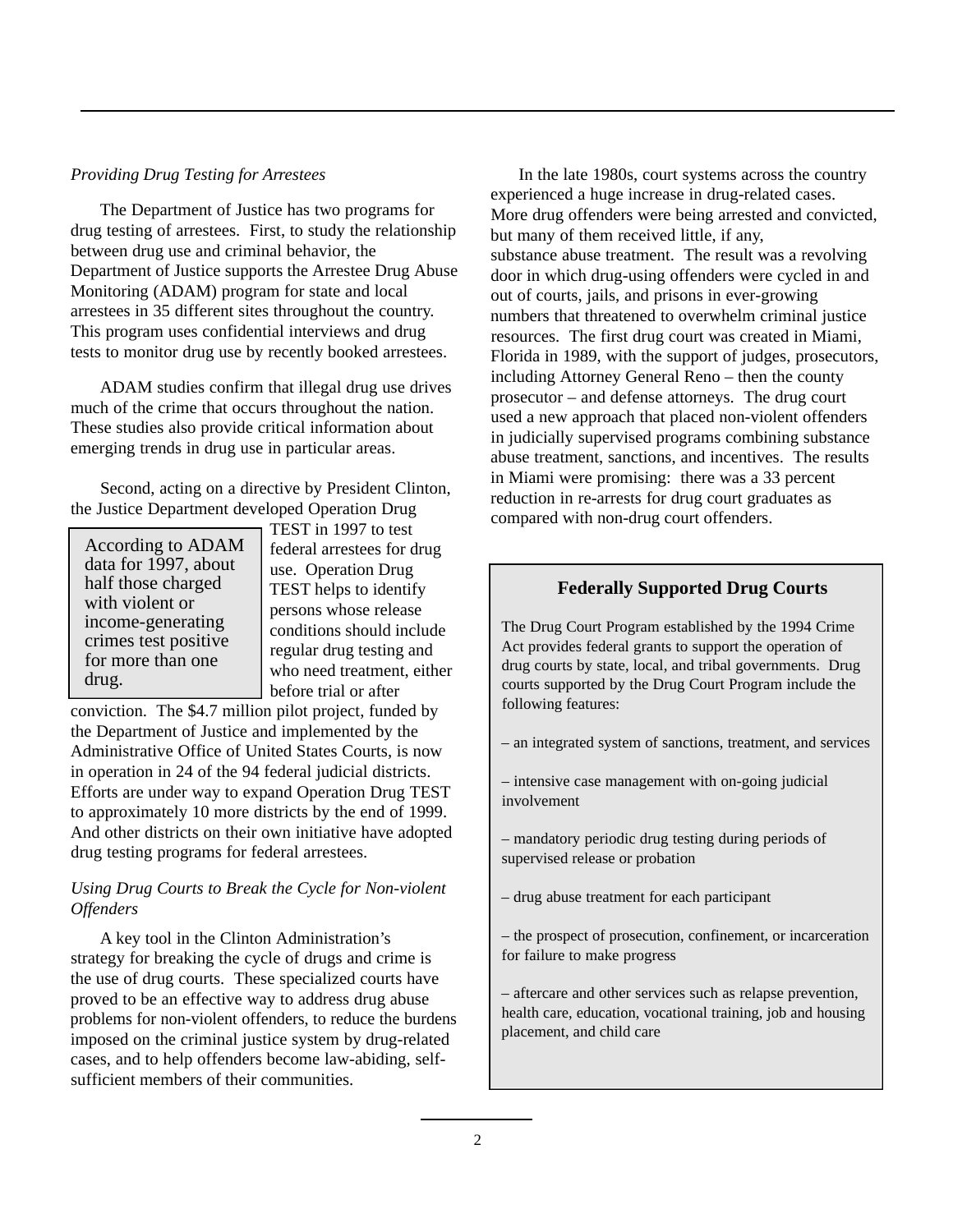*Providing Drug Testing for Arrestees*

The Department of Justice has two programs for drug testing of arrestees. First, to study the relationship between drug use and criminal behavior, the Department of Justice supports the Arrestee Drug Abuse Monitoring (ADAM) program for state and local arrestees in 35 different sites throughout the country. This program uses confidential interviews and drug tests to monitor drug use by recently booked arrestees.

ADAM studies confirm that illegal drug use drives much of the crime that occurs throughout the nation. These studies also provide critical information about emerging trends in drug use in particular areas.

Second, acting on a directive by President Clinton, the Justice Department developed Operation Drug TEST in 1997 to test federal arrestees for drug use. Operation Drug TEST helps to identify persons whose release conditions should include regular drug testing and who need treatment, either before trial or after conviction. The $4.7 million pilot project, funded by the Department of Justice and implemented by the Administrative Office of United States Courts, is now in operation in 24 of the 94 federal judicial districts. Efforts are under way to expand Operation Drug TEST to approximately 10 more districts by the end of 1999. And other districts on their own initiative have adopted drug testing programs for federal arrestees.

> According to ADAM data for 1997, about half those charged with violent or income-generating crimes test positive for more than one drug.

*Using Drug Courts to Break the Cycle for Non-violent Offenders*

A key tool in the Clinton Administration's strategy for breaking the cycle of drugs and crime is the use of drug courts. These specialized courts have proved to be an effective way to address drug abuse problems for non-violent offenders, to reduce the burdens imposed on the criminal justice system by drug-related cases, and to help offenders become law-abiding, self-sufficient members of their communities.

In the late 1980s, court systems across the country experienced a huge increase in drug-related cases. More drug offenders were being arrested and convicted, but many of them received little, if any, substance abuse treatment. The result was a revolving door in which drug-using offenders were cycled in and out of courts, jails, and prisons in ever-growing numbers that threatened to overwhelm criminal justice resources. The first drug court was created in Miami, Florida in 1989, with the support of judges, prosecutors, including Attorney General Reno – then the county prosecutor – and defense attorneys. The drug court used a new approach that placed non-violent offenders in judicially supervised programs combining substance abuse treatment, sanctions, and incentives. The results in Miami were promising: there was a 33 percent reduction in re-arrests for drug court graduates as compared with non-drug court offenders.

**Federally Supported Drug Courts**

The Drug Court Program established by the 1994 Crime Act provides federal grants to support the operation of drug courts by state, local, and tribal governments. Drug courts supported by the Drug Court Program include the following features:

– an integrated system of sanctions, treatment, and services

– intensive case management with on-going judicial involvement

– mandatory periodic drug testing during periods of supervised release or probation

– drug abuse treatment for each participant

– the prospect of prosecution, confinement, or incarceration for failure to make progress

– aftercare and other services such as relapse prevention, health care, education, vocational training, job and housing placement, and child care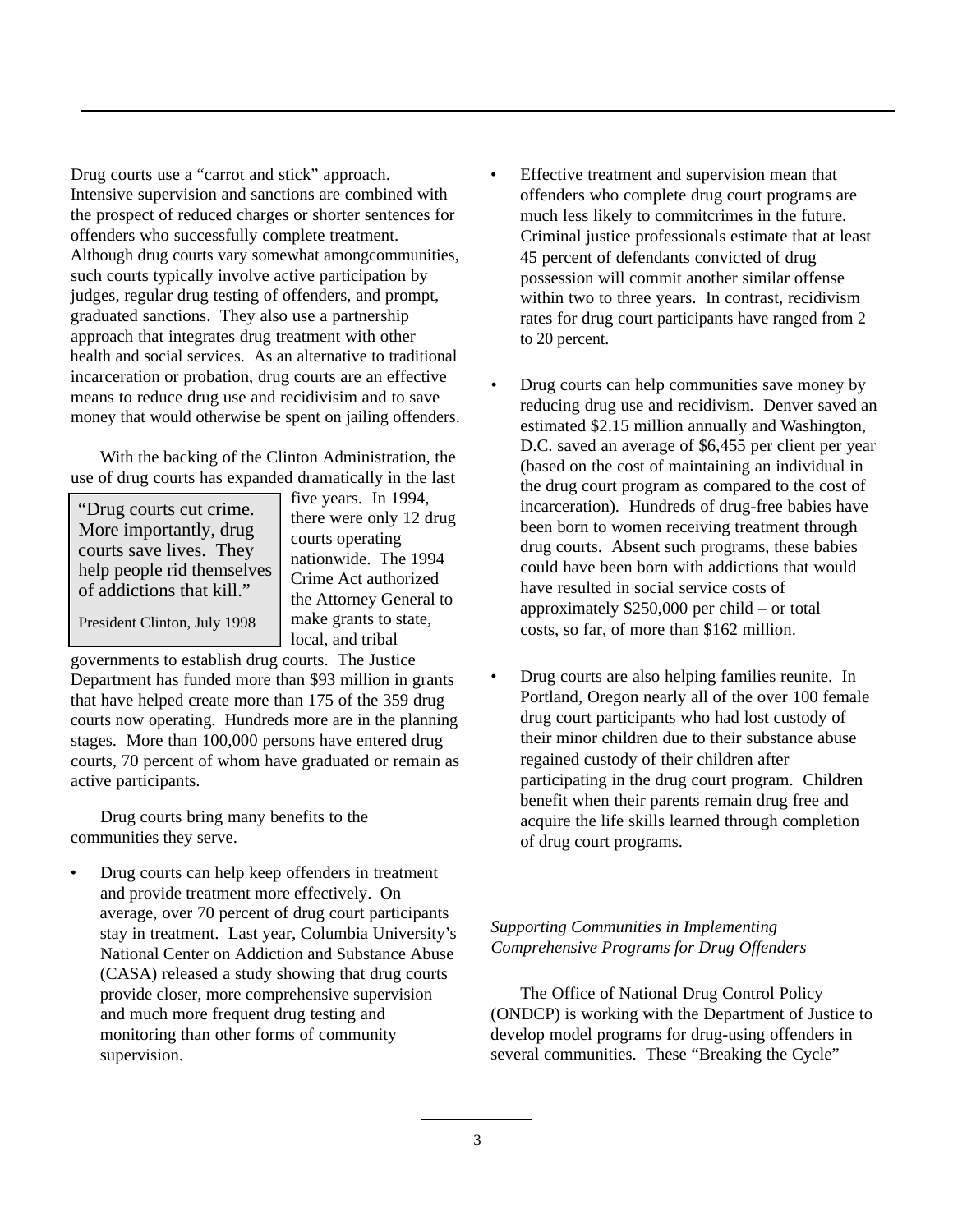Drug courts use a "carrot and stick" approach. Intensive supervision and sanctions are combined with the prospect of reduced charges or shorter sentences for offenders who successfully complete treatment. Although drug courts vary somewhat amongcommunities, such courts typically involve active participation by judges, regular drug testing of offenders, and prompt, graduated sanctions. They also use a partnership approach that integrates drug treatment with other health and social services. As an alternative to traditional incarceration or probation, drug courts are an effective means to reduce drug use and recidivisim and to save money that would otherwise be spent on jailing offenders.

With the backing of the Clinton Administration, the use of drug courts has expanded dramatically in the last five years. In 1994, there were only 12 drug courts operating nationwide. The 1994 Crime Act authorized the Attorney General to make grants to state, local, and tribal governments to establish drug courts. The Justice Department has funded more than $93 million in grants that have helped create more than 175 of the 359 drug courts now operating. Hundreds more are in the planning stages. More than 100,000 persons have entered drug courts, 70 percent of whom have graduated or remain as active participants.

> "Drug courts cut crime. More importantly, drug courts save lives. They help people rid themselves of addictions that kill."
>
> President Clinton, July 1998

Drug courts bring many benefits to the communities they serve.

- Drug courts can help keep offenders in treatment and provide treatment more effectively. On average, over 70 percent of drug court participants stay in treatment. Last year, Columbia University's National Center on Addiction and Substance Abuse (CASA) released a study showing that drug courts provide closer, more comprehensive supervision and much more frequent drug testing and monitoring than other forms of community supervision.

- Effective treatment and supervision mean that offenders who complete drug court programs are much less likely to commitcrimes in the future. Criminal justice professionals estimate that at least 45 percent of defendants convicted of drug possession will commit another similar offense within two to three years. In contrast, recidivism rates for drug court participants have ranged from 2 to 20 percent.

- Drug courts can help communities save money by reducing drug use and recidivism. Denver saved an estimated $2.15 million annually and Washington, D.C. saved an average of $6,455 per client per year (based on the cost of maintaining an individual in the drug court program as compared to the cost of incarceration). Hundreds of drug-free babies have been born to women receiving treatment through drug courts. Absent such programs, these babies could have been born with addictions that would have resulted in social service costs of approximately $250,000 per child – or total costs, so far, of more than $162 million.

- Drug courts are also helping families reunite. In Portland, Oregon nearly all of the over 100 female drug court participants who had lost custody of their minor children due to their substance abuse regained custody of their children after participating in the drug court program. Children benefit when their parents remain drug free and acquire the life skills learned through completion of drug court programs.

*Supporting Communities in Implementing Comprehensive Programs for Drug Offenders*

The Office of National Drug Control Policy (ONDCP) is working with the Department of Justice to develop model programs for drug-using offenders in several communities. These "Breaking the Cycle"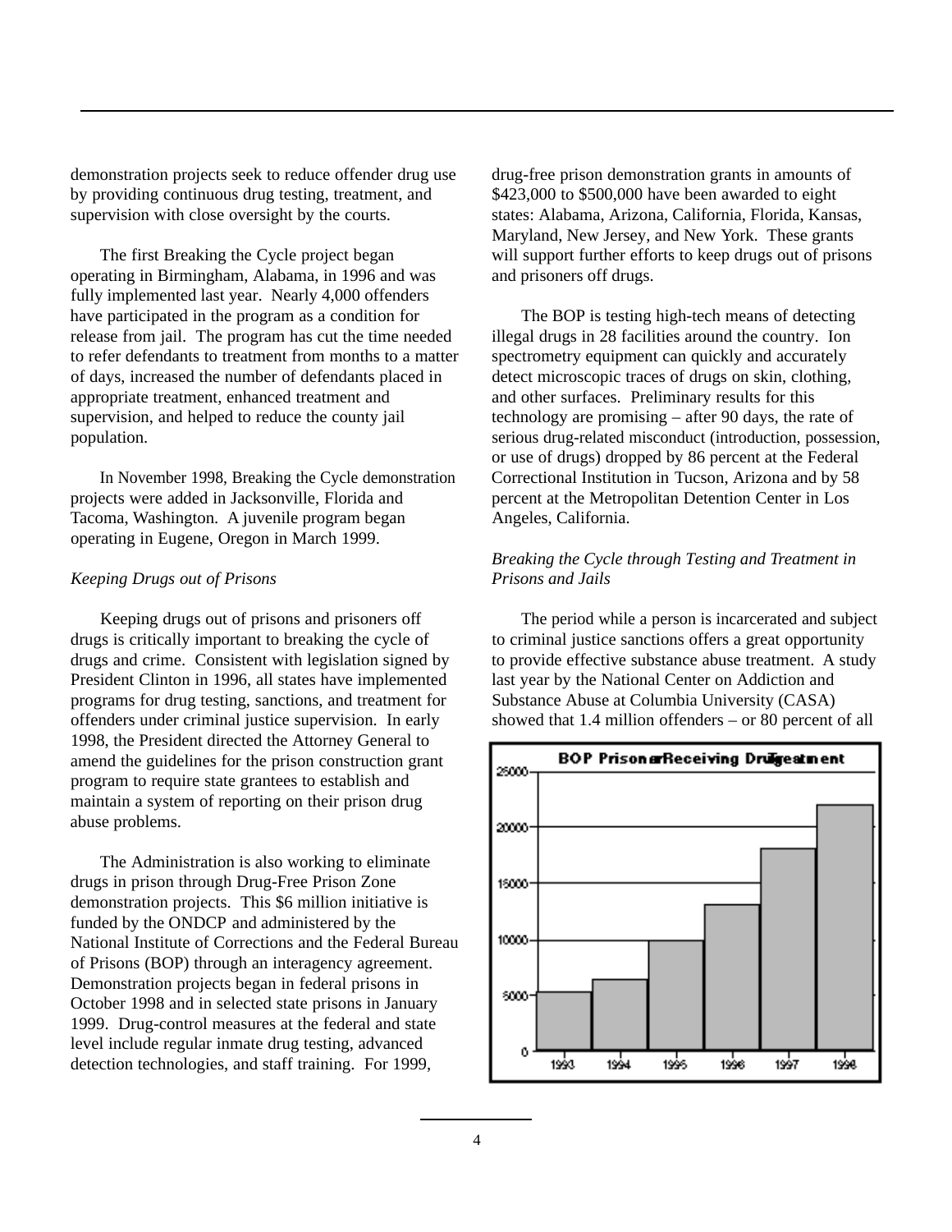demonstration projects seek to reduce offender drug use by providing continuous drug testing, treatment, and supervision with close oversight by the courts.

The first Breaking the Cycle project began operating in Birmingham, Alabama, in 1996 and was fully implemented last year. Nearly 4,000 offenders have participated in the program as a condition for release from jail. The program has cut the time needed to refer defendants to treatment from months to a matter of days, increased the number of defendants placed in appropriate treatment, enhanced treatment and supervision, and helped to reduce the county jail population.

In November 1998, Breaking the Cycle demonstration projects were added in Jacksonville, Florida and Tacoma, Washington. A juvenile program began operating in Eugene, Oregon in March 1999.

*Keeping Drugs out of Prisons*

Keeping drugs out of prisons and prisoners off drugs is critically important to breaking the cycle of drugs and crime. Consistent with legislation signed by President Clinton in 1996, all states have implemented programs for drug testing, sanctions, and treatment for offenders under criminal justice supervision. In early 1998, the President directed the Attorney General to amend the guidelines for the prison construction grant program to require state grantees to establish and maintain a system of reporting on their prison drug abuse problems.

The Administration is also working to eliminate drugs in prison through Drug-Free Prison Zone demonstration projects. This $6 million initiative is funded by the ONDCP and administered by the National Institute of Corrections and the Federal Bureau of Prisons (BOP) through an interagency agreement. Demonstration projects began in federal prisons in October 1998 and in selected state prisons in January 1999. Drug-control measures at the federal and state level include regular inmate drug testing, advanced detection technologies, and staff training. For 1999, drug-free prison demonstration grants in amounts of $423,000 to $500,000 have been awarded to eight states: Alabama, Arizona, California, Florida, Kansas, Maryland, New Jersey, and New York. These grants will support further efforts to keep drugs out of prisons and prisoners off drugs.

The BOP is testing high-tech means of detecting illegal drugs in 28 facilities around the country. Ion spectrometry equipment can quickly and accurately detect microscopic traces of drugs on skin, clothing, and other surfaces. Preliminary results for this technology are promising – after 90 days, the rate of serious drug-related misconduct (introduction, possession, or use of drugs) dropped by 86 percent at the Federal Correctional Institution in Tucson, Arizona and by 58 percent at the Metropolitan Detention Center in Los Angeles, California.

*Breaking the Cycle through Testing and Treatment in Prisons and Jails*

The period while a person is incarcerated and subject to criminal justice sanctions offers a great opportunity to provide effective substance abuse treatment. A study last year by the National Center on Addiction and Substance Abuse at Columbia University (CASA) showed that 1.4 million offenders – or 80 percent of all

**BOP Prisoners Receiving Drug Treatment**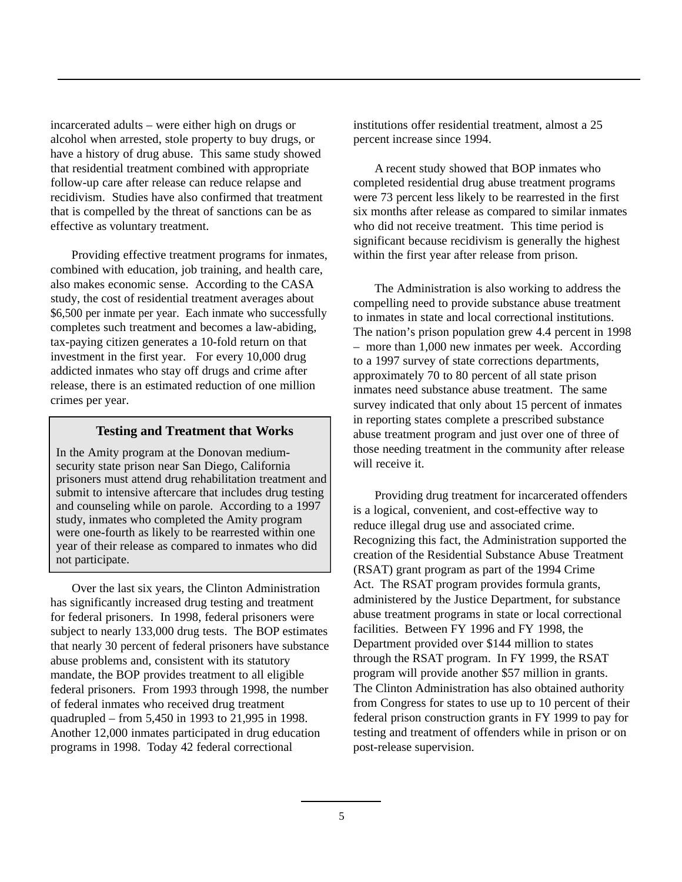incarcerated adults – were either high on drugs or alcohol when arrested, stole property to buy drugs, or have a history of drug abuse. This same study showed that residential treatment combined with appropriate follow-up care after release can reduce relapse and recidivism. Studies have also confirmed that treatment that is compelled by the threat of sanctions can be as effective as voluntary treatment.

Providing effective treatment programs for inmates, combined with education, job training, and health care, also makes economic sense. According to the CASA study, the cost of residential treatment averages about $6,500 per inmate per year. Each inmate who successfully completes such treatment and becomes a law-abiding, tax-paying citizen generates a 10-fold return on that investment in the first year. For every 10,000 drug addicted inmates who stay off drugs and crime after release, there is an estimated reduction of one million crimes per year.

> **Testing and Treatment that Works**
>
> In the Amity program at the Donovan medium-security state prison near San Diego, California prisoners must attend drug rehabilitation treatment and submit to intensive aftercare that includes drug testing and counseling while on parole. According to a 1997 study, inmates who completed the Amity program were one-fourth as likely to be rearrested within one year of their release as compared to inmates who did not participate.

Over the last six years, the Clinton Administration has significantly increased drug testing and treatment for federal prisoners. In 1998, federal prisoners were subject to nearly 133,000 drug tests. The BOP estimates that nearly 30 percent of federal prisoners have substance abuse problems and, consistent with its statutory mandate, the BOP provides treatment to all eligible federal prisoners. From 1993 through 1998, the number of federal inmates who received drug treatment quadrupled – from 5,450 in 1993 to 21,995 in 1998. Another 12,000 inmates participated in drug education programs in 1998. Today 42 federal correctional institutions offer residential treatment, almost a 25 percent increase since 1994.

A recent study showed that BOP inmates who completed residential drug abuse treatment programs were 73 percent less likely to be rearrested in the first six months after release as compared to similar inmates who did not receive treatment. This time period is significant because recidivism is generally the highest within the first year after release from prison.

The Administration is also working to address the compelling need to provide substance abuse treatment to inmates in state and local correctional institutions. The nation's prison population grew 4.4 percent in 1998 – more than 1,000 new inmates per week. According to a 1997 survey of state corrections departments, approximately 70 to 80 percent of all state prison inmates need substance abuse treatment. The same survey indicated that only about 15 percent of inmates in reporting states complete a prescribed substance abuse treatment program and just over one of three of those needing treatment in the community after release will receive it.

Providing drug treatment for incarcerated offenders is a logical, convenient, and cost-effective way to reduce illegal drug use and associated crime. Recognizing this fact, the Administration supported the creation of the Residential Substance Abuse Treatment (RSAT) grant program as part of the 1994 Crime Act. The RSAT program provides formula grants, administered by the Justice Department, for substance abuse treatment programs in state or local correctional facilities. Between FY 1996 and FY 1998, the Department provided over $144 million to states through the RSAT program. In FY 1999, the RSAT program will provide another $57 million in grants. The Clinton Administration has also obtained authority from Congress for states to use up to 10 percent of their federal prison construction grants in FY 1999 to pay for testing and treatment of offenders while in prison or on post-release supervision.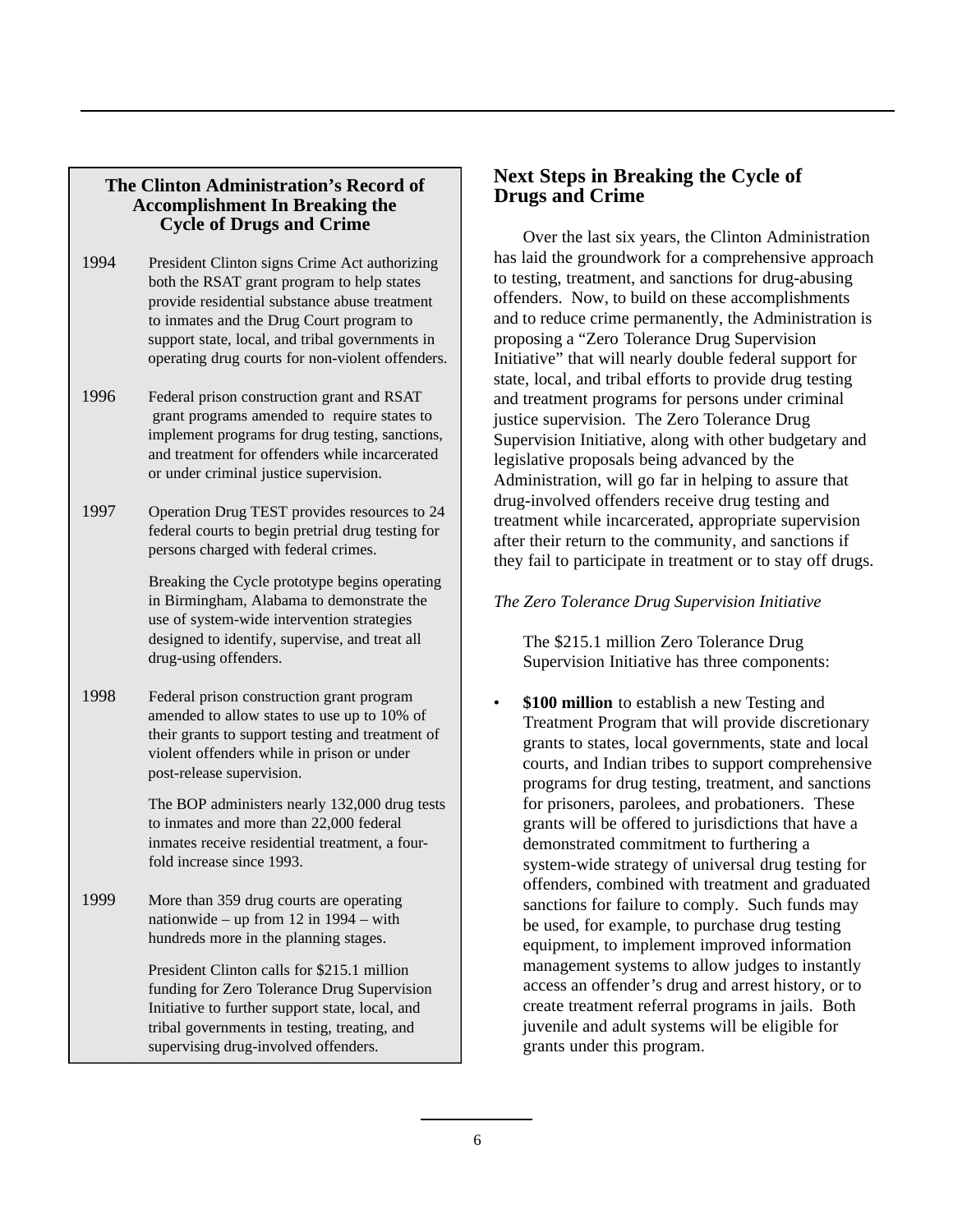## The Clinton Administration's Record of Accomplishment In Breaking the Cycle of Drugs and Crime

**1994** — President Clinton signs Crime Act authorizing both the RSAT grant program to help states provide residential substance abuse treatment to inmates and the Drug Court program to support state, local, and tribal governments in operating drug courts for non-violent offenders.

**1996** — Federal prison construction grant and RSAT grant programs amended to require states to implement programs for drug testing, sanctions, and treatment for offenders while incarcerated or under criminal justice supervision.

**1997** — Operation Drug TEST provides resources to 24 federal courts to begin pretrial drug testing for persons charged with federal crimes.

Breaking the Cycle prototype begins operating in Birmingham, Alabama to demonstrate the use of system-wide intervention strategies designed to identify, supervise, and treat all drug-using offenders.

**1998** — Federal prison construction grant program amended to allow states to use up to 10% of their grants to support testing and treatment of violent offenders while in prison or under post-release supervision.

The BOP administers nearly 132,000 drug tests to inmates and more than 22,000 federal inmates receive residential treatment, a four-fold increase since 1993.

**1999** — More than 359 drug courts are operating nationwide – up from 12 in 1994 – with hundreds more in the planning stages.

President Clinton calls for $215.1 million funding for Zero Tolerance Drug Supervision Initiative to further support state, local, and tribal governments in testing, treating, and supervising drug-involved offenders.

## Next Steps in Breaking the Cycle of Drugs and Crime

Over the last six years, the Clinton Administration has laid the groundwork for a comprehensive approach to testing, treatment, and sanctions for drug-abusing offenders. Now, to build on these accomplishments and to reduce crime permanently, the Administration is proposing a "Zero Tolerance Drug Supervision Initiative" that will nearly double federal support for state, local, and tribal efforts to provide drug testing and treatment programs for persons under criminal justice supervision. The Zero Tolerance Drug Supervision Initiative, along with other budgetary and legislative proposals being advanced by the Administration, will go far in helping to assure that drug-involved offenders receive drug testing and treatment while incarcerated, appropriate supervision after their return to the community, and sanctions if they fail to participate in treatment or to stay off drugs.

*The Zero Tolerance Drug Supervision Initiative*

The $215.1 million Zero Tolerance Drug Supervision Initiative has three components:

- **$100 million** to establish a new Testing and Treatment Program that will provide discretionary grants to states, local governments, state and local courts, and Indian tribes to support comprehensive programs for drug testing, treatment, and sanctions for prisoners, parolees, and probationers. These grants will be offered to jurisdictions that have a demonstrated commitment to furthering a system-wide strategy of universal drug testing for offenders, combined with treatment and graduated sanctions for failure to comply. Such funds may be used, for example, to purchase drug testing equipment, to implement improved information management systems to allow judges to instantly access an offender's drug and arrest history, or to create treatment referral programs in jails. Both juvenile and adult systems will be eligible for grants under this program.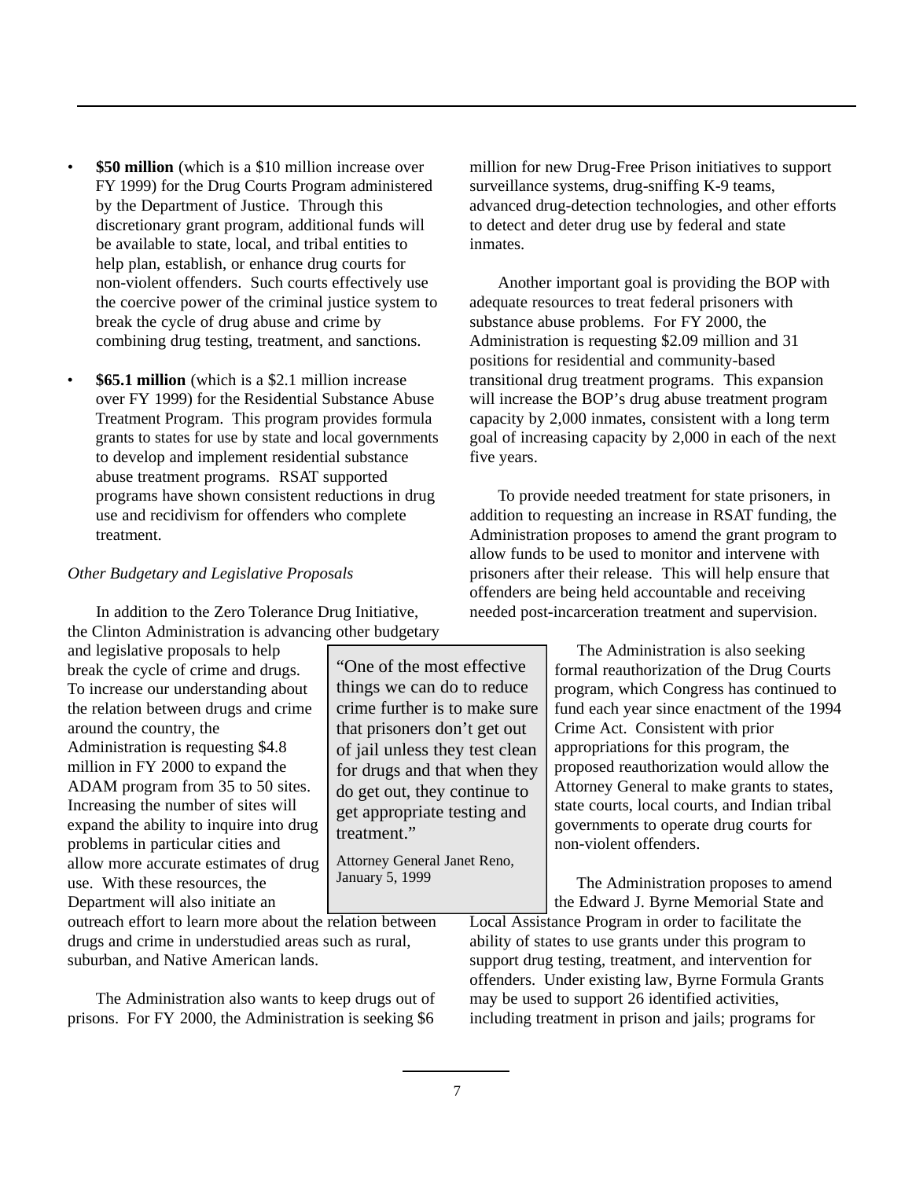- **$50 million** (which is a $10 million increase over FY 1999) for the Drug Courts Program administered by the Department of Justice. Through this discretionary grant program, additional funds will be available to state, local, and tribal entities to help plan, establish, or enhance drug courts for non-violent offenders. Such courts effectively use the coercive power of the criminal justice system to break the cycle of drug abuse and crime by combining drug testing, treatment, and sanctions.

- **$65.1 million** (which is a $2.1 million increase over FY 1999) for the Residential Substance Abuse Treatment Program. This program provides formula grants to states for use by state and local governments to develop and implement residential substance abuse treatment programs. RSAT supported programs have shown consistent reductions in drug use and recidivism for offenders who complete treatment.

*Other Budgetary and Legislative Proposals*

In addition to the Zero Tolerance Drug Initiative, the Clinton Administration is advancing other budgetary and legislative proposals to help break the cycle of crime and drugs. To increase our understanding about the relation between drugs and crime around the country, the Administration is requesting $4.8 million in FY 2000 to expand the ADAM program from 35 to 50 sites. Increasing the number of sites will expand the ability to inquire into drug problems in particular cities and allow more accurate estimates of drug use. With these resources, the Department will also initiate an outreach effort to learn more about the relation between drugs and crime in understudied areas such as rural, suburban, and Native American lands.

> "One of the most effective things we can do to reduce crime further is to make sure that prisoners don't get out of jail unless they test clean for drugs and that when they do get out, they continue to get appropriate testing and treatment."
>
> Attorney General Janet Reno, January 5, 1999

The Administration also wants to keep drugs out of prisons. For FY 2000, the Administration is seeking $6 million for new Drug-Free Prison initiatives to support surveillance systems, drug-sniffing K-9 teams, advanced drug-detection technologies, and other efforts to detect and deter drug use by federal and state inmates.

Another important goal is providing the BOP with adequate resources to treat federal prisoners with substance abuse problems. For FY 2000, the Administration is requesting $2.09 million and 31 positions for residential and community-based transitional drug treatment programs. This expansion will increase the BOP's drug abuse treatment program capacity by 2,000 inmates, consistent with a long term goal of increasing capacity by 2,000 in each of the next five years.

To provide needed treatment for state prisoners, in addition to requesting an increase in RSAT funding, the Administration proposes to amend the grant program to allow funds to be used to monitor and intervene with prisoners after their release. This will help ensure that offenders are being held accountable and receiving needed post-incarceration treatment and supervision.

The Administration is also seeking formal reauthorization of the Drug Courts program, which Congress has continued to fund each year since enactment of the 1994 Crime Act. Consistent with prior appropriations for this program, the proposed reauthorization would allow the Attorney General to make grants to states, state courts, local courts, and Indian tribal governments to operate drug courts for non-violent offenders.

The Administration proposes to amend the Edward J. Byrne Memorial State and Local Assistance Program in order to facilitate the ability of states to use grants under this program to support drug testing, treatment, and intervention for offenders. Under existing law, Byrne Formula Grants may be used to support 26 identified activities, including treatment in prison and jails; programs for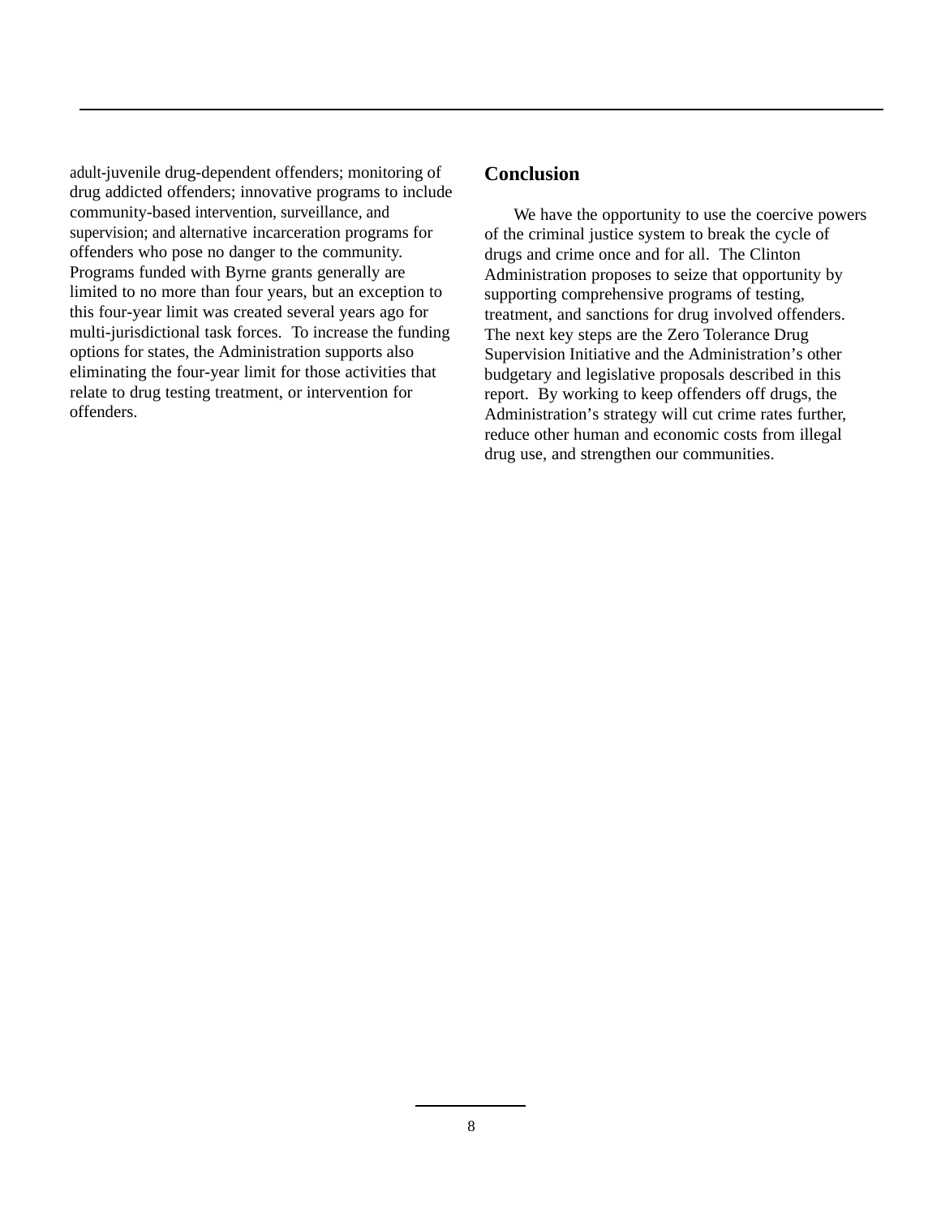adult-juvenile drug-dependent offenders; monitoring of drug addicted offenders; innovative programs to include community-based intervention, surveillance, and supervision; and alternative incarceration programs for offenders who pose no danger to the community. Programs funded with Byrne grants generally are limited to no more than four years, but an exception to this four-year limit was created several years ago for multi-jurisdictional task forces. To increase the funding options for states, the Administration supports also eliminating the four-year limit for those activities that relate to drug testing treatment, or intervention for offenders.

## Conclusion

We have the opportunity to use the coercive powers of the criminal justice system to break the cycle of drugs and crime once and for all. The Clinton Administration proposes to seize that opportunity by supporting comprehensive programs of testing, treatment, and sanctions for drug involved offenders. The next key steps are the Zero Tolerance Drug Supervision Initiative and the Administration's other budgetary and legislative proposals described in this report. By working to keep offenders off drugs, the Administration's strategy will cut crime rates further, reduce other human and economic costs from illegal drug use, and strengthen our communities.